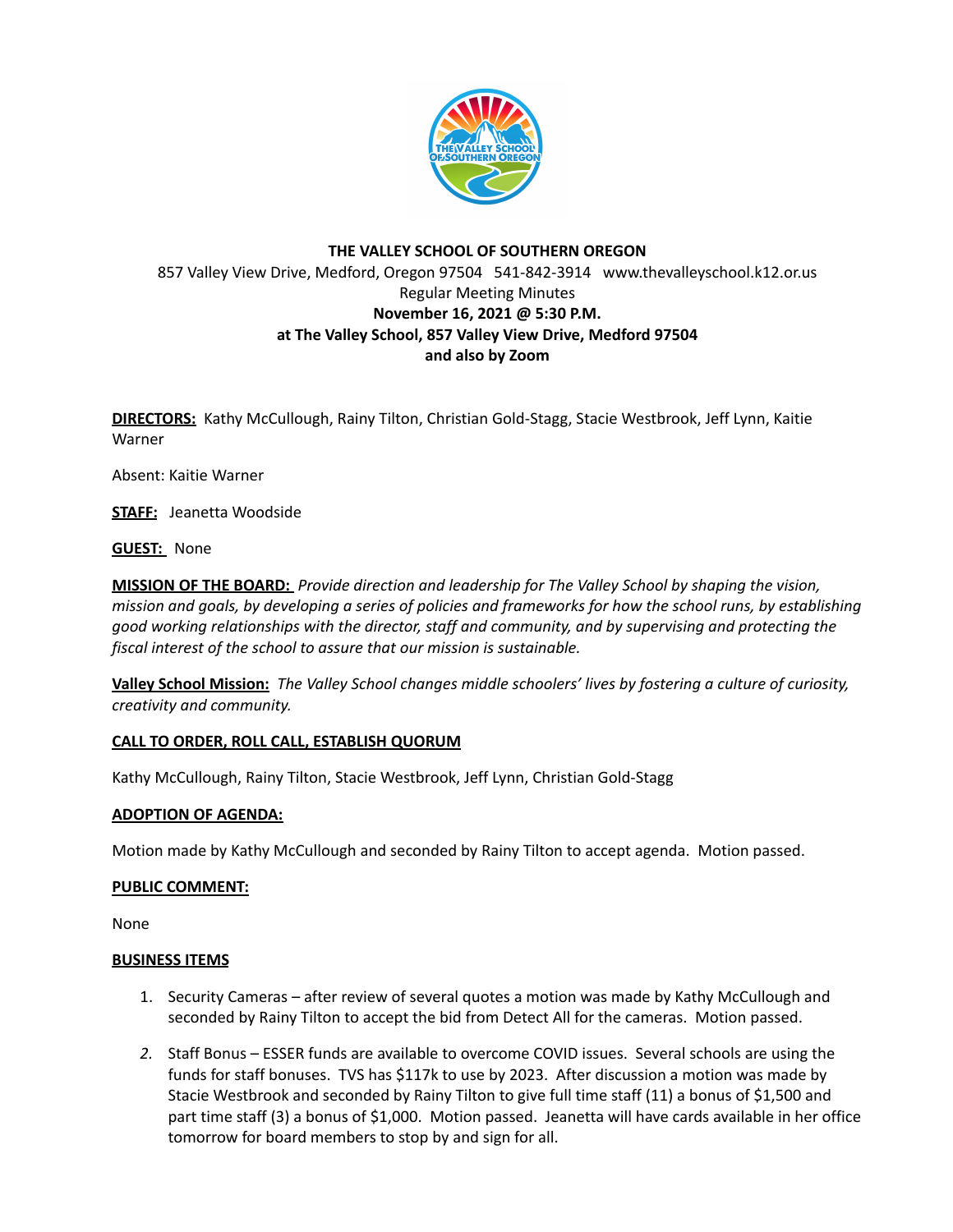**THE VALLEY SCHOOL OF SOUTHERN OREGON**

857 Valley View Drive, Medford, Oregon 97504   541-842-3914   www.thevalleyschool.k12.or.us

Regular Meeting Minutes

**November 16, 2021 @ 5:30 P.M.**

**at The Valley School, 857 Valley View Drive, Medford 97504**

**and also by Zoom**

**DIRECTORS:** Kathy McCullough, Rainy Tilton, Christian Gold-Stagg, Stacie Westbrook, Jeff Lynn, Kaitie Warner

Absent: Kaitie Warner

**STAFF:** Jeanetta Woodside

**GUEST:** None

**MISSION OF THE BOARD:** *Provide direction and leadership for The Valley School by shaping the vision, mission and goals, by developing a series of policies and frameworks for how the school runs, by establishing good working relationships with the director, staff and community, and by supervising and protecting the fiscal interest of the school to assure that our mission is sustainable.*

**Valley School Mission:** *The Valley School changes middle schoolers' lives by fostering a culture of curiosity, creativity and community.*

**CALL TO ORDER, ROLL CALL, ESTABLISH QUORUM**

Kathy McCullough, Rainy Tilton, Stacie Westbrook, Jeff Lynn, Christian Gold-Stagg

**ADOPTION OF AGENDA:**

Motion made by Kathy McCullough and seconded by Rainy Tilton to accept agenda. Motion passed.

**PUBLIC COMMENT:**

None

**BUSINESS ITEMS**

1. Security Cameras – after review of several quotes a motion was made by Kathy McCullough and seconded by Rainy Tilton to accept the bid from Detect All for the cameras. Motion passed.
2. Staff Bonus – ESSER funds are available to overcome COVID issues. Several schools are using the funds for staff bonuses. TVS has $117k to use by 2023. After discussion a motion was made by Stacie Westbrook and seconded by Rainy Tilton to give full time staff (11) a bonus of $1,500 and part time staff (3) a bonus of $1,000. Motion passed. Jeanetta will have cards available in her office tomorrow for board members to stop by and sign for all.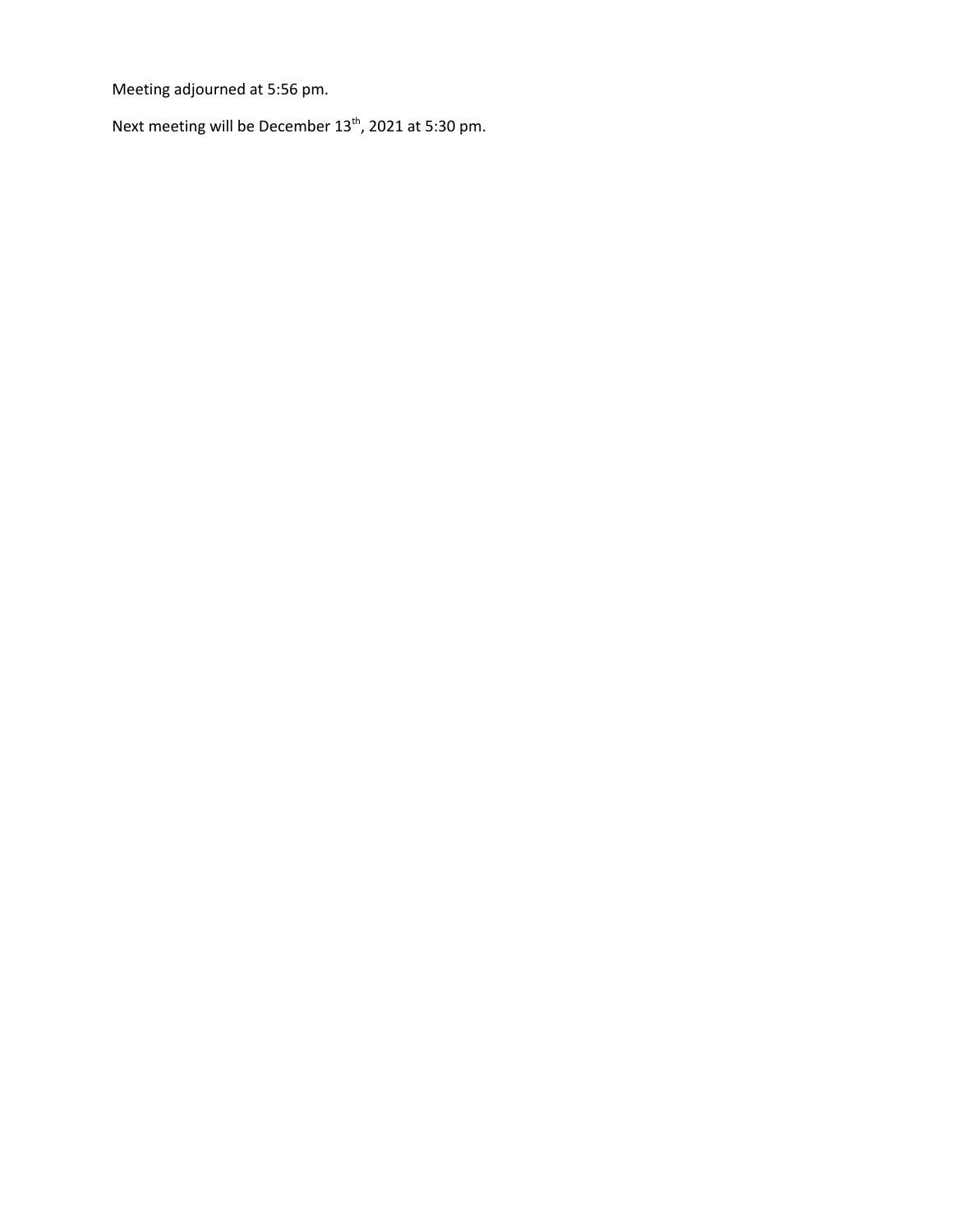Meeting adjourned at 5:56 pm.

Next meeting will be December 13th, 2021 at 5:30 pm.